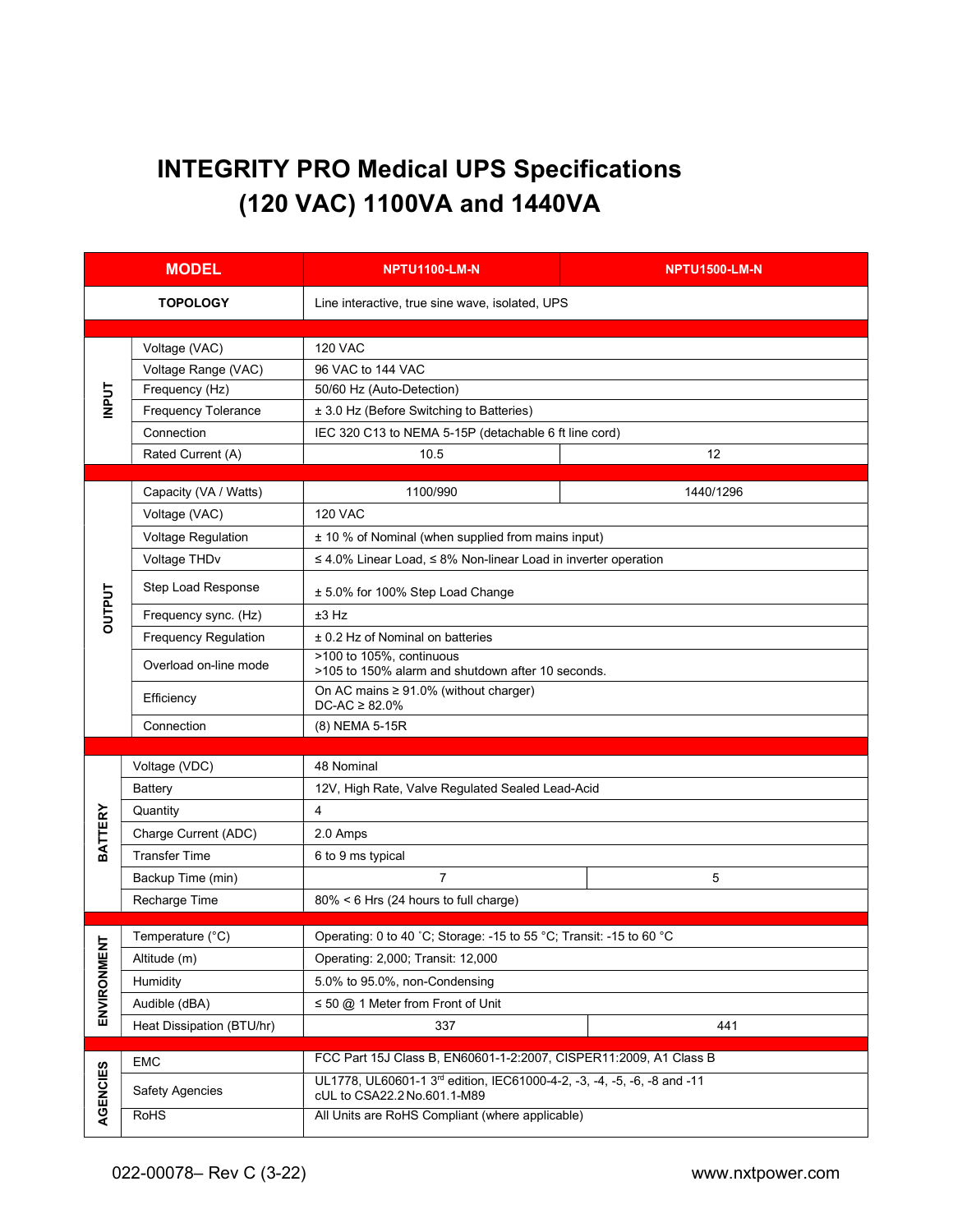# INTEGRITY PRO Medical UPS Specifications
## (120 VAC) 1100VA and 1440VA

| | MODEL | NPTU1100-LM-N | NPTU1500-LM-N |
|---|---|---|---|
| | TOPOLOGY | Line interactive, true sine wave, isolated, UPS | |
| INPUT | Voltage (VAC) | 120 VAC | |
| | Voltage Range (VAC) | 96 VAC to 144 VAC | |
| | Frequency (Hz) | 50/60 Hz (Auto-Detection) | |
| | Frequency Tolerance | ± 3.0 Hz (Before Switching to Batteries) | |
| | Connection | IEC 320 C13 to NEMA 5-15P (detachable 6 ft line cord) | |
| | Rated Current (A) | 10.5 | 12 |
| OUTPUT | Capacity (VA / Watts) | 1100/990 | 1440/1296 |
| | Voltage (VAC) | 120 VAC | |
| | Voltage Regulation | ± 10 % of Nominal (when supplied from mains input) | |
| | Voltage THDv | ≤ 4.0% Linear Load, ≤ 8% Non-linear Load in inverter operation | |
| | Step Load Response | ± 5.0% for 100% Step Load Change | |
| | Frequency sync. (Hz) | ±3 Hz | |
| | Frequency Regulation | ± 0.2 Hz of Nominal on batteries | |
| | Overload on-line mode | >100 to 105%, continuous<br>>105 to 150% alarm and shutdown after 10 seconds. | |
| | Efficiency | On AC mains ≥ 91.0% (without charger)<br>DC-AC ≥ 82.0% | |
| | Connection | (8) NEMA 5-15R | |
| BATTERY | Voltage (VDC) | 48 Nominal | |
| | Battery | 12V, High Rate, Valve Regulated Sealed Lead-Acid | |
| | Quantity | 4 | |
| | Charge Current (ADC) | 2.0 Amps | |
| | Transfer Time | 6 to 9 ms typical | |
| | Backup Time (min) | 7 | 5 |
| | Recharge Time | 80% < 6 Hrs (24 hours to full charge) | |
| ENVIRONMENT | Temperature (°C) | Operating: 0 to 40 ˚C; Storage: -15 to 55 °C; Transit: -15 to 60 °C | |
| | Altitude (m) | Operating: 2,000; Transit: 12,000 | |
| | Humidity | 5.0% to 95.0%, non-Condensing | |
| | Audible (dBA) | ≤ 50 @ 1 Meter from Front of Unit | |
| | Heat Dissipation (BTU/hr) | 337 | 441 |
| AGENCIES | EMC | FCC Part 15J Class B, EN60601-1-2:2007, CISPER11:2009, A1 Class B | |
| | Safety Agencies | UL1778, UL60601-1 3rd edition, IEC61000-4-2, -3, -4, -5, -6, -8 and -11<br>cUL to CSA22.2 No.601.1-M89 | |
| | RoHS | All Units are RoHS Compliant (where applicable) | |

022-00078– Rev C (3-22) www.nxtpower.com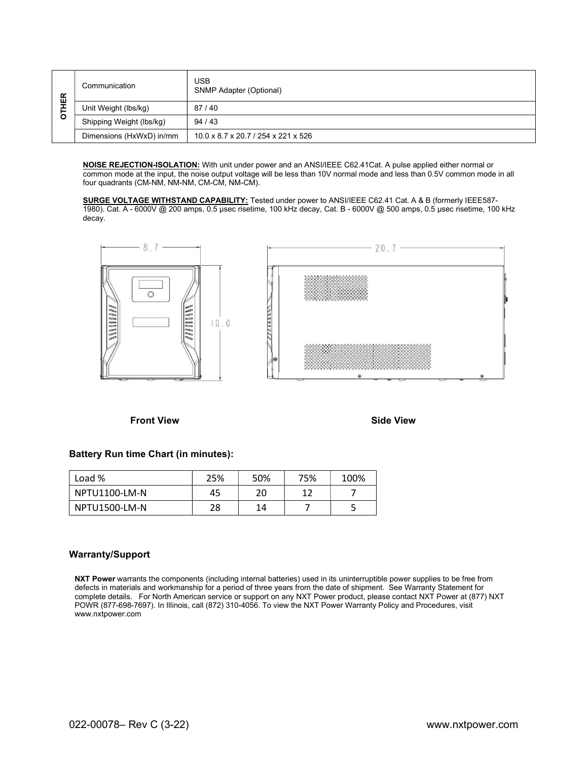| | | |
|---|---|---|
| OTHER | Communication | USB<br>SNMP Adapter (Optional) |
| | Unit Weight (lbs/kg) | 87 / 40 |
| | Shipping Weight (lbs/kg) | 94 / 43 |
| | Dimensions (HxWxD) in/mm | 10.0 x 8.7 x 20.7 / 254 x 221 x 526 |

**NOISE REJECTION-ISOLATION:** With unit under power and an ANSI/IEEE C62.41Cat. A pulse applied either normal or common mode at the input, the noise output voltage will be less than 10V normal mode and less than 0.5V common mode in all four quadrants (CM-NM, NM-NM, CM-CM, NM-CM).

**SURGE VOLTAGE WITHSTAND CAPABILITY:** Tested under power to ANSI/IEEE C62.41 Cat. A & B (formerly IEEE587-1980). Cat. A - 6000V @ 200 amps, 0.5 µsec risetime, 100 kHz decay, Cat. B - 6000V @ 500 amps, 0.5 µsec risetime, 100 kHz decay.

8.7

10.0

20.7

**Front View**

**Side View**

### Battery Run time Chart (in minutes):

| Load % | 25% | 50% | 75% | 100% |
|---|---|---|---|---|
| NPTU1100-LM-N | 45 | 20 | 12 | 7 |
| NPTU1500-LM-N | 28 | 14 | 7 | 5 |

### Warranty/Support

**NXT Power** warrants the components (including internal batteries) used in its uninterruptible power supplies to be free from defects in materials and workmanship for a period of three years from the date of shipment. See Warranty Statement for complete details. For North American service or support on any NXT Power product, please contact NXT Power at (877) NXT POWR (877-698-7697). In Illinois, call (872) 310-4056. To view the NXT Power Warranty Policy and Procedures, visit www.nxtpower.com

022-00078– Rev C (3-22)